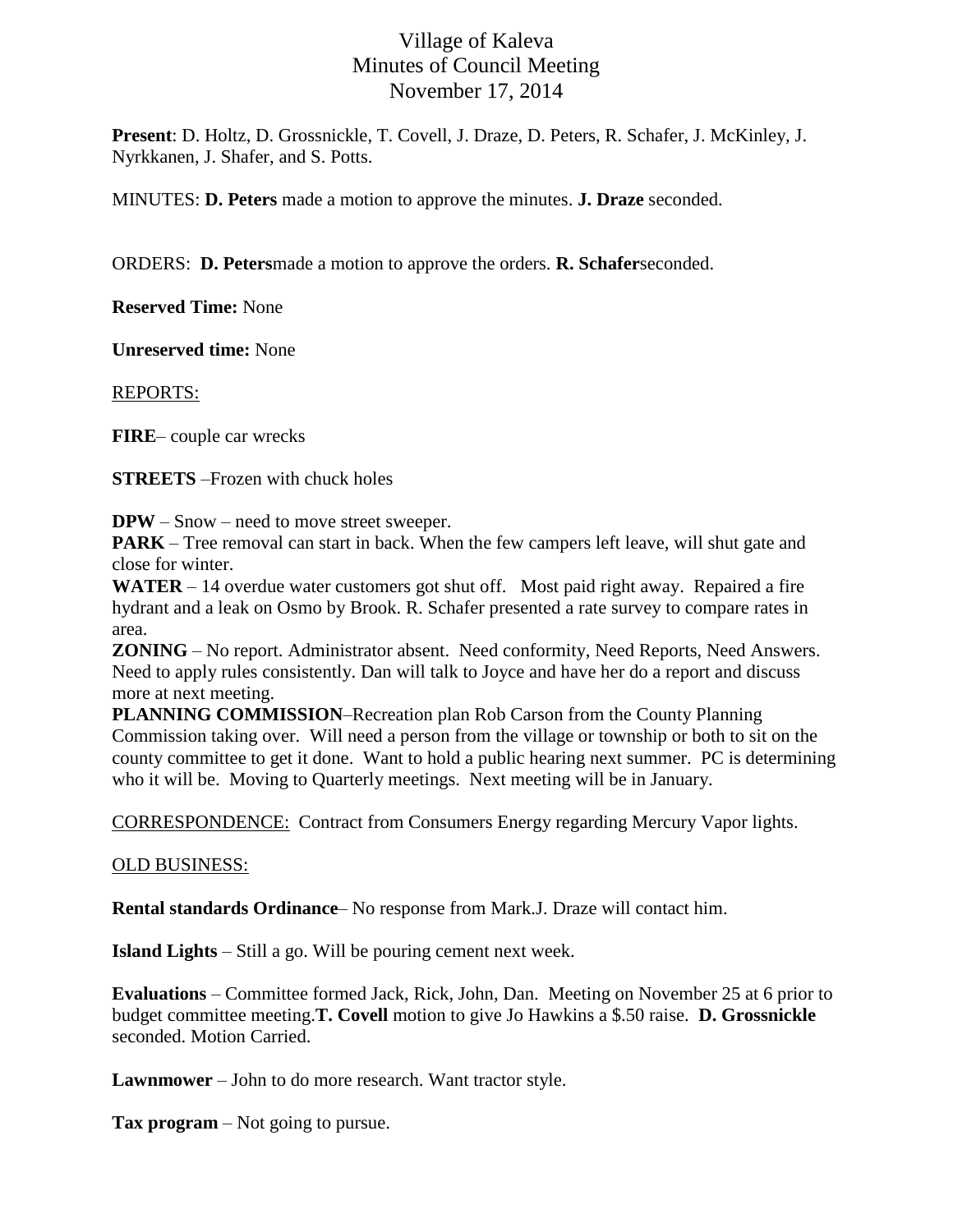# Village of Kaleva
## Minutes of Council Meeting
### November 17, 2014

**Present**: D. Holtz, D. Grossnickle, T. Covell, J. Draze, D. Peters, R. Schafer, J. McKinley, J. Nyrkkanen, J. Shafer, and S. Potts.

MINUTES: **D. Peters** made a motion to approve the minutes. **J. Draze** seconded.

ORDERS: **D. Peters**made a motion to approve the orders. **R. Schafer**seconded.

**Reserved Time:** None

**Unreserved time:** None

REPORTS:

**FIRE**– couple car wrecks

**STREETS** –Frozen with chuck holes

**DPW** – Snow – need to move street sweeper.

**PARK** – Tree removal can start in back. When the few campers left leave, will shut gate and close for winter.

**WATER** – 14 overdue water customers got shut off. Most paid right away. Repaired a fire hydrant and a leak on Osmo by Brook. R. Schafer presented a rate survey to compare rates in area.

**ZONING** – No report. Administrator absent. Need conformity, Need Reports, Need Answers. Need to apply rules consistently. Dan will talk to Joyce and have her do a report and discuss more at next meeting.

**PLANNING COMMISSION**–Recreation plan Rob Carson from the County Planning Commission taking over. Will need a person from the village or township or both to sit on the county committee to get it done. Want to hold a public hearing next summer. PC is determining who it will be. Moving to Quarterly meetings. Next meeting will be in January.

CORRESPONDENCE: Contract from Consumers Energy regarding Mercury Vapor lights.

OLD BUSINESS:

**Rental standards Ordinance**– No response from Mark.J. Draze will contact him.

**Island Lights** – Still a go. Will be pouring cement next week.

**Evaluations** – Committee formed Jack, Rick, John, Dan. Meeting on November 25 at 6 prior to budget committee meeting.**T. Covell** motion to give Jo Hawkins a $.50 raise. **D. Grossnickle** seconded. Motion Carried.

**Lawnmower** – John to do more research. Want tractor style.

**Tax program** – Not going to pursue.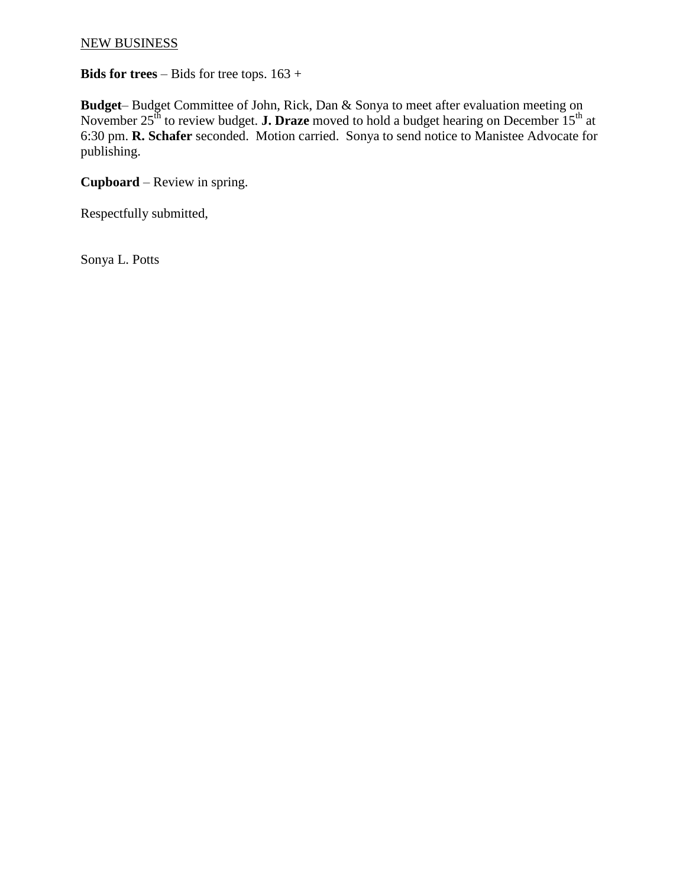NEW BUSINESS

**Bids for trees** – Bids for tree tops. 163 +

**Budget**– Budget Committee of John, Rick, Dan & Sonya to meet after evaluation meeting on November 25th to review budget. **J. Draze** moved to hold a budget hearing on December 15th at 6:30 pm. **R. Schafer** seconded. Motion carried. Sonya to send notice to Manistee Advocate for publishing.

**Cupboard** – Review in spring.

Respectfully submitted,

Sonya L. Potts